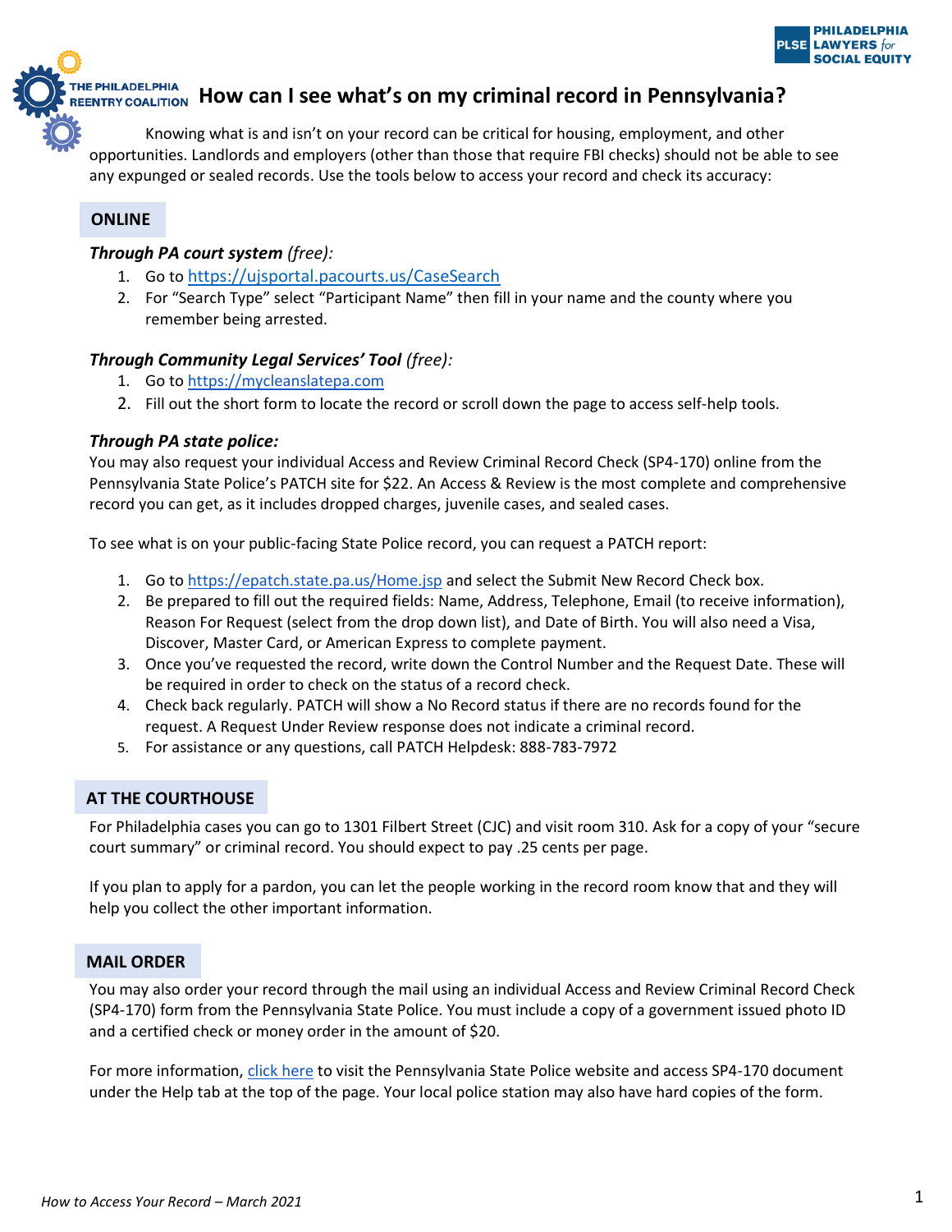# How can I see what's on my criminal record in Pennsylvania?

Knowing what is and isn't on your record can be critical for housing, employment, and other opportunities. Landlords and employers (other than those that require FBI checks) should not be able to see any expunged or sealed records. Use the tools below to access your record and check its accuracy:

## ONLINE

### *Through PA court system (free):*

1. Go to https://ujsportal.pacourts.us/CaseSearch
2. For "Search Type" select "Participant Name" then fill in your name and the county where you remember being arrested.

### *Through Community Legal Services' Tool (free):*

1. Go to https://mycleanslatepa.com
2. Fill out the short form to locate the record or scroll down the page to access self-help tools.

### *Through PA state police:*

You may also request your individual Access and Review Criminal Record Check (SP4-170) online from the Pennsylvania State Police's PATCH site for $22. An Access & Review is the most complete and comprehensive record you can get, as it includes dropped charges, juvenile cases, and sealed cases.

To see what is on your public-facing State Police record, you can request a PATCH report:

1. Go to https://epatch.state.pa.us/Home.jsp and select the Submit New Record Check box.
2. Be prepared to fill out the required fields: Name, Address, Telephone, Email (to receive information), Reason For Request (select from the drop down list), and Date of Birth. You will also need a Visa, Discover, Master Card, or American Express to complete payment.
3. Once you've requested the record, write down the Control Number and the Request Date. These will be required in order to check on the status of a record check.
4. Check back regularly. PATCH will show a No Record status if there are no records found for the request. A Request Under Review response does not indicate a criminal record.
5. For assistance or any questions, call PATCH Helpdesk: 888-783-7972

## AT THE COURTHOUSE

For Philadelphia cases you can go to 1301 Filbert Street (CJC) and visit room 310. Ask for a copy of your "secure court summary" or criminal record. You should expect to pay .25 cents per page.

If you plan to apply for a pardon, you can let the people working in the record room know that and they will help you collect the other important information.

## MAIL ORDER

You may also order your record through the mail using an individual Access and Review Criminal Record Check (SP4-170) form from the Pennsylvania State Police. You must include a copy of a government issued photo ID and a certified check or money order in the amount of $20.

For more information, click here to visit the Pennsylvania State Police website and access SP4-170 document under the Help tab at the top of the page. Your local police station may also have hard copies of the form.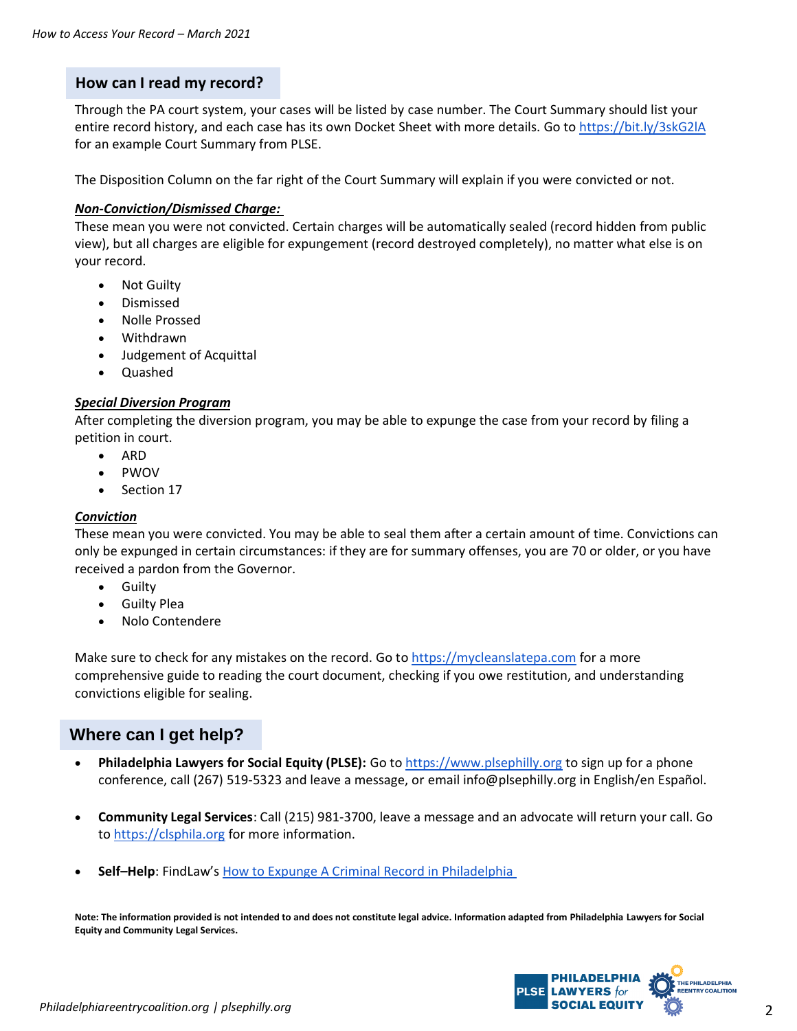## How can I read my record?

Through the PA court system, your cases will be listed by case number. The Court Summary should list your entire record history, and each case has its own Docket Sheet with more details. Go to https://bit.ly/3skG2lA for an example Court Summary from PLSE.

The Disposition Column on the far right of the Court Summary will explain if you were convicted or not.

***Non-Conviction/Dismissed Charge:***

These mean you were not convicted. Certain charges will be automatically sealed (record hidden from public view), but all charges are eligible for expungement (record destroyed completely), no matter what else is on your record.

- Not Guilty
- Dismissed
- Nolle Prossed
- Withdrawn
- Judgement of Acquittal
- Quashed

***Special Diversion Program***

After completing the diversion program, you may be able to expunge the case from your record by filing a petition in court.

- ARD
- PWOV
- Section 17

***Conviction***

These mean you were convicted. You may be able to seal them after a certain amount of time. Convictions can only be expunged in certain circumstances: if they are for summary offenses, you are 70 or older, or you have received a pardon from the Governor.

- Guilty
- Guilty Plea
- Nolo Contendere

Make sure to check for any mistakes on the record. Go to https://mycleanslatepa.com for a more comprehensive guide to reading the court document, checking if you owe restitution, and understanding convictions eligible for sealing.

## Where can I get help?

- **Philadelphia Lawyers for Social Equity (PLSE):** Go to https://www.plsephilly.org to sign up for a phone conference, call (267) 519-5323 and leave a message, or email info@plsephilly.org in English/en Español.
- **Community Legal Services**: Call (215) 981-3700, leave a message and an advocate will return your call. Go to https://clsphila.org for more information.
- **Self–Help**: FindLaw's How to Expunge A Criminal Record in Philadelphia

**Note: The information provided is not intended to and does not constitute legal advice. Information adapted from Philadelphia Lawyers for Social Equity and Community Legal Services.**